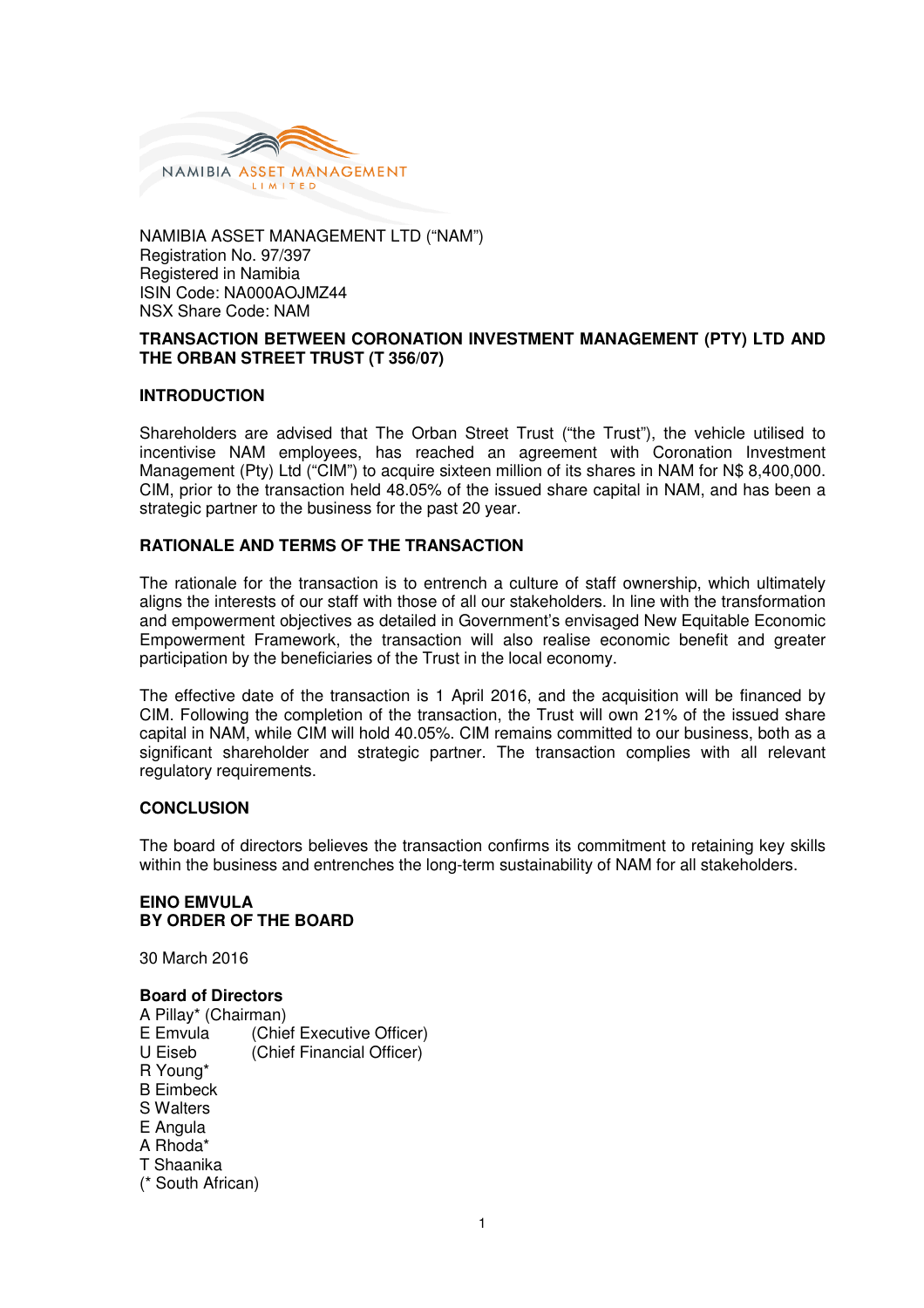NAMIBIA ASSET MANAGEMENT LIMITED

NAMIBIA ASSET MANAGEMENT LTD ("NAM")
Registration No. 97/397
Registered in Namibia
ISIN Code: NA000AOJMZ44
NSX Share Code: NAM

**TRANSACTION BETWEEN CORONATION INVESTMENT MANAGEMENT (PTY) LTD AND THE ORBAN STREET TRUST (T 356/07)**

## INTRODUCTION

Shareholders are advised that The Orban Street Trust ("the Trust"), the vehicle utilised to incentivise NAM employees, has reached an agreement with Coronation Investment Management (Pty) Ltd ("CIM") to acquire sixteen million of its shares in NAM for N$ 8,400,000. CIM, prior to the transaction held 48.05% of the issued share capital in NAM, and has been a strategic partner to the business for the past 20 year.

## RATIONALE AND TERMS OF THE TRANSACTION

The rationale for the transaction is to entrench a culture of staff ownership, which ultimately aligns the interests of our staff with those of all our stakeholders. In line with the transformation and empowerment objectives as detailed in Government's envisaged New Equitable Economic Empowerment Framework, the transaction will also realise economic benefit and greater participation by the beneficiaries of the Trust in the local economy.

The effective date of the transaction is 1 April 2016, and the acquisition will be financed by CIM. Following the completion of the transaction, the Trust will own 21% of the issued share capital in NAM, while CIM will hold 40.05%. CIM remains committed to our business, both as a significant shareholder and strategic partner. The transaction complies with all relevant regulatory requirements.

## CONCLUSION

The board of directors believes the transaction confirms its commitment to retaining key skills within the business and entrenches the long-term sustainability of NAM for all stakeholders.

**EINO EMVULA**
**BY ORDER OF THE BOARD**

30 March 2016

**Board of Directors**
A Pillay* (Chairman)
E Emvula (Chief Executive Officer)
U Eiseb (Chief Financial Officer)
R Young*
B Eimbeck
S Walters
E Angula
A Rhoda*
T Shaanika
(* South African)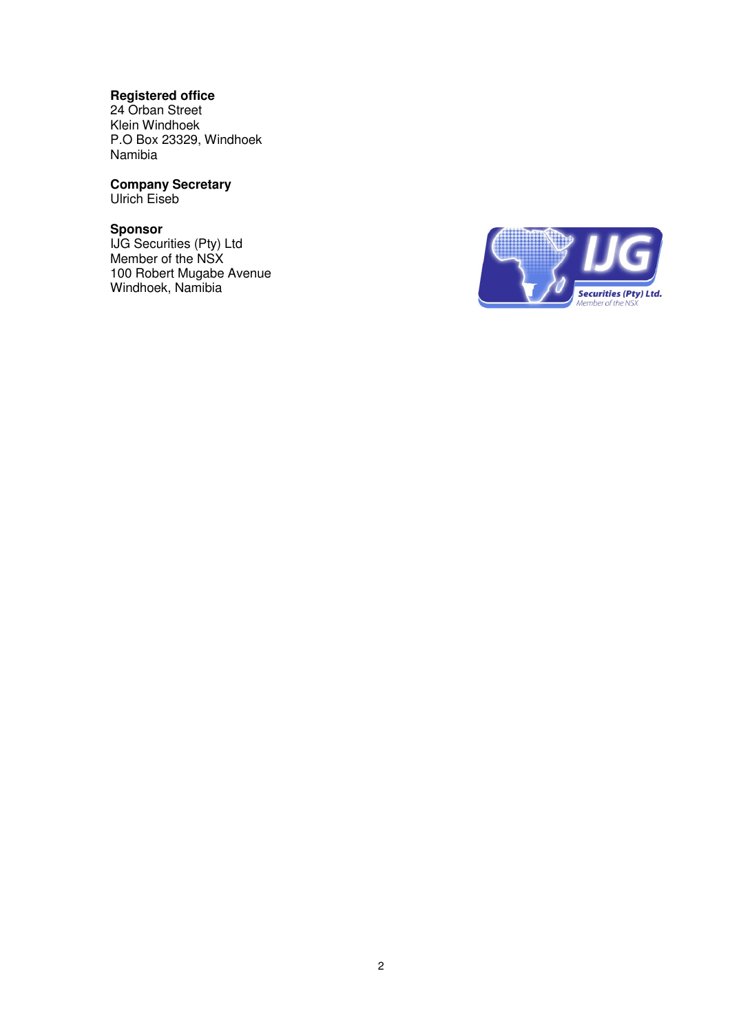**Registered office**
24 Orban Street
Klein Windhoek
P.O Box 23329, Windhoek
Namibia

**Company Secretary**
Ulrich Eiseb

**Sponsor**
IJG Securities (Pty) Ltd
Member of the NSX
100 Robert Mugabe Avenue
Windhoek, Namibia